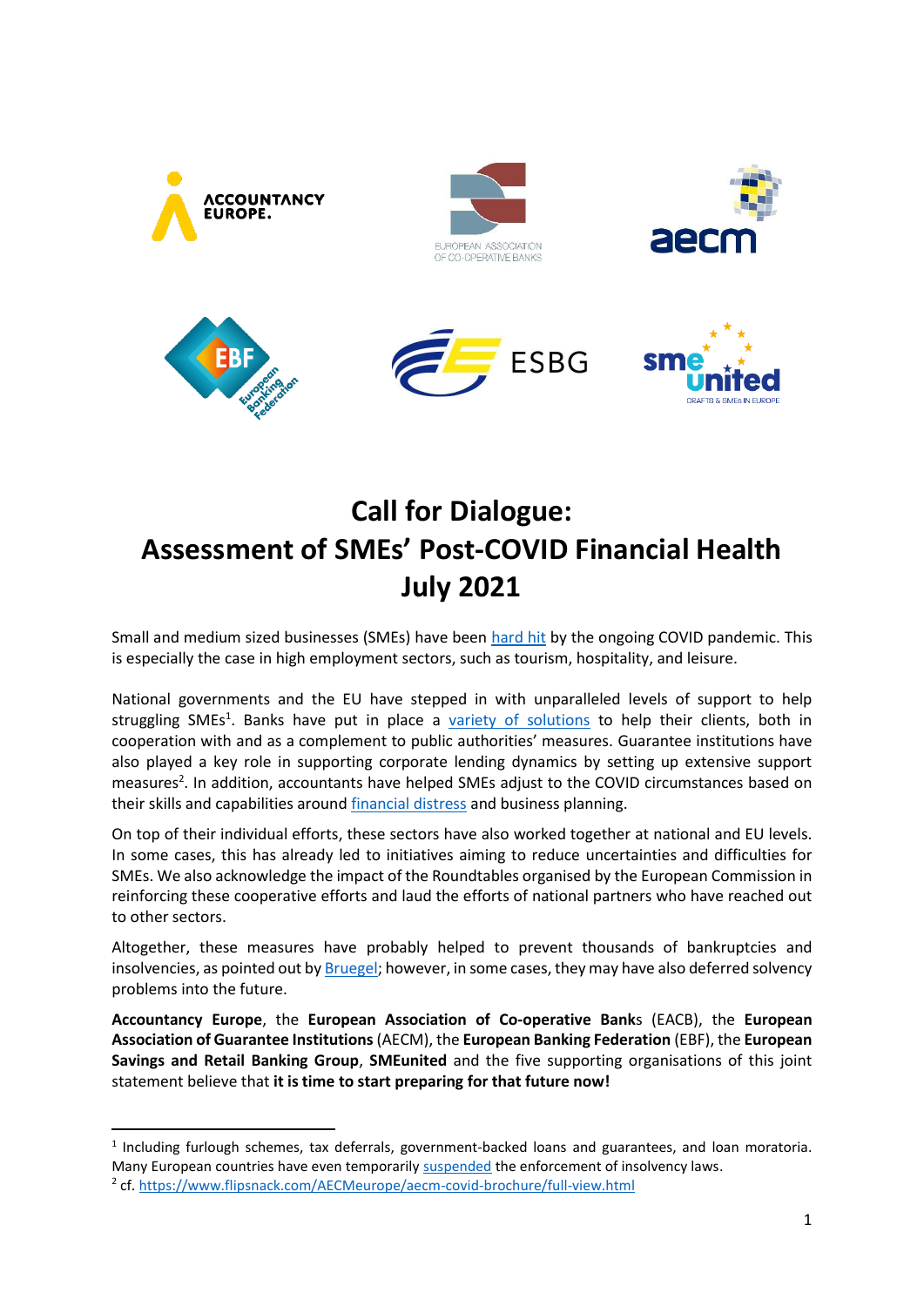# Call for Dialogue: Assessment of SMEs' Post-COVID Financial Health July 2021

Small and medium sized businesses (SMEs) have been hard hit by the ongoing COVID pandemic. This is especially the case in high employment sectors, such as tourism, hospitality, and leisure.

National governments and the EU have stepped in with unparalleled levels of support to help struggling SMEs[1]. Banks have put in place a variety of solutions to help their clients, both in cooperation with and as a complement to public authorities' measures. Guarantee institutions have also played a key role in supporting corporate lending dynamics by setting up extensive support measures[2]. In addition, accountants have helped SMEs adjust to the COVID circumstances based on their skills and capabilities around financial distress and business planning.

On top of their individual efforts, these sectors have also worked together at national and EU levels. In some cases, this has already led to initiatives aiming to reduce uncertainties and difficulties for SMEs. We also acknowledge the impact of the Roundtables organised by the European Commission in reinforcing these cooperative efforts and laud the efforts of national partners who have reached out to other sectors.

Altogether, these measures have probably helped to prevent thousands of bankruptcies and insolvencies, as pointed out by Bruegel; however, in some cases, they may have also deferred solvency problems into the future.

**Accountancy Europe**, the **European Association of Co-operative Bank**s (EACB), the **European Association of Guarantee Institutions** (AECM), the **European Banking Federation** (EBF), the **European Savings and Retail Banking Group**, **SMEunited** and the five supporting organisations of this joint statement believe that **it is time to start preparing for that future now!**

---

[1] Including furlough schemes, tax deferrals, government-backed loans and guarantees, and loan moratoria. Many European countries have even temporarily suspended the enforcement of insolvency laws.

[2] cf. https://www.flipsnack.com/AECMeurope/aecm-covid-brochure/full-view.html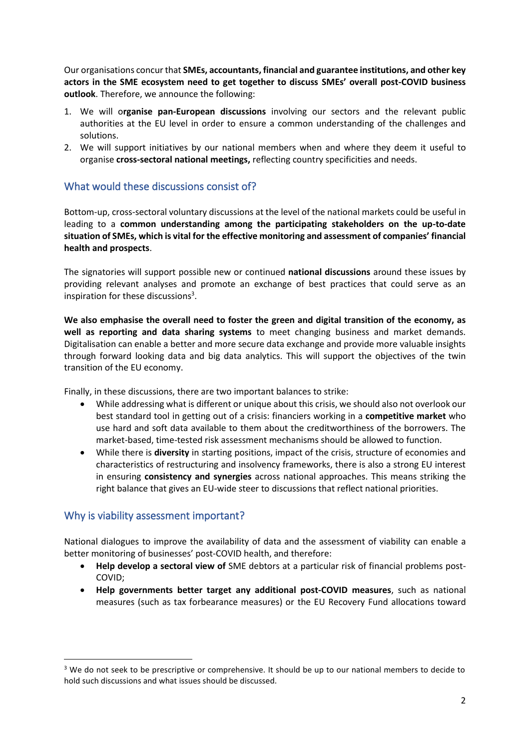Our organisations concur that **SMEs, accountants, financial and guarantee institutions, and other key actors in the SME ecosystem need to get together to discuss SMEs' overall post-COVID business outlook**. Therefore, we announce the following:

1. We will o**rganise pan-European discussions** involving our sectors and the relevant public authorities at the EU level in order to ensure a common understanding of the challenges and solutions.
2. We will support initiatives by our national members when and where they deem it useful to organise **cross-sectoral national meetings,** reflecting country specificities and needs.

## What would these discussions consist of?

Bottom-up, cross-sectoral voluntary discussions at the level of the national markets could be useful in leading to a **common understanding among the participating stakeholders on the up-to-date situation of SMEs, which is vital for the effective monitoring and assessment of companies' financial health and prospects**.

The signatories will support possible new or continued **national discussions** around these issues by providing relevant analyses and promote an exchange of best practices that could serve as an inspiration for these discussions[3].

**We also emphasise the overall need to foster the green and digital transition of the economy, as well as reporting and data sharing systems** to meet changing business and market demands. Digitalisation can enable a better and more secure data exchange and provide more valuable insights through forward looking data and big data analytics. This will support the objectives of the twin transition of the EU economy.

Finally, in these discussions, there are two important balances to strike:

- While addressing what is different or unique about this crisis, we should also not overlook our best standard tool in getting out of a crisis: financiers working in a **competitive market** who use hard and soft data available to them about the creditworthiness of the borrowers. The market-based, time-tested risk assessment mechanisms should be allowed to function.
- While there is **diversity** in starting positions, impact of the crisis, structure of economies and characteristics of restructuring and insolvency frameworks, there is also a strong EU interest in ensuring **consistency and synergies** across national approaches. This means striking the right balance that gives an EU-wide steer to discussions that reflect national priorities.

## Why is viability assessment important?

National dialogues to improve the availability of data and the assessment of viability can enable a better monitoring of businesses' post-COVID health, and therefore:

- **Help develop a sectoral view of** SME debtors at a particular risk of financial problems post-COVID;
- **Help governments better target any additional post-COVID measures**, such as national measures (such as tax forbearance measures) or the EU Recovery Fund allocations toward

[3] We do not seek to be prescriptive or comprehensive. It should be up to our national members to decide to hold such discussions and what issues should be discussed.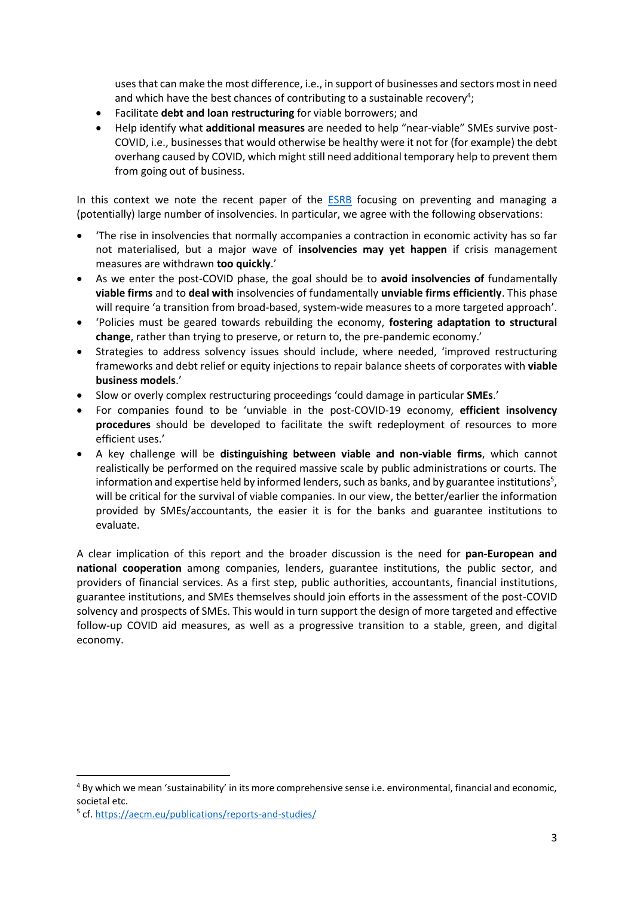uses that can make the most difference, i.e., in support of businesses and sectors most in need and which have the best chances of contributing to a sustainable recovery[4];
- Facilitate **debt and loan restructuring** for viable borrowers; and
- Help identify what **additional measures** are needed to help "near-viable" SMEs survive post-COVID, i.e., businesses that would otherwise be healthy were it not for (for example) the debt overhang caused by COVID, which might still need additional temporary help to prevent them from going out of business.

In this context we note the recent paper of the [ESRB](ESRB) focusing on preventing and managing a (potentially) large number of insolvencies. In particular, we agree with the following observations:

- 'The rise in insolvencies that normally accompanies a contraction in economic activity has so far not materialised, but a major wave of **insolvencies may yet happen** if crisis management measures are withdrawn **too quickly**.'
- As we enter the post-COVID phase, the goal should be to **avoid insolvencies of** fundamentally **viable firms** and to **deal with** insolvencies of fundamentally **unviable firms efficiently**. This phase will require 'a transition from broad-based, system-wide measures to a more targeted approach'.
- 'Policies must be geared towards rebuilding the economy, **fostering adaptation to structural change**, rather than trying to preserve, or return to, the pre-pandemic economy.'
- Strategies to address solvency issues should include, where needed, 'improved restructuring frameworks and debt relief or equity injections to repair balance sheets of corporates with **viable business models**.'
- Slow or overly complex restructuring proceedings 'could damage in particular **SMEs**.'
- For companies found to be 'unviable in the post-COVID-19 economy, **efficient insolvency procedures** should be developed to facilitate the swift redeployment of resources to more efficient uses.'
- A key challenge will be **distinguishing between viable and non-viable firms**, which cannot realistically be performed on the required massive scale by public administrations or courts. The information and expertise held by informed lenders, such as banks, and by guarantee institutions[5], will be critical for the survival of viable companies. In our view, the better/earlier the information provided by SMEs/accountants, the easier it is for the banks and guarantee institutions to evaluate.

A clear implication of this report and the broader discussion is the need for **pan-European and national cooperation** among companies, lenders, guarantee institutions, the public sector, and providers of financial services. As a first step, public authorities, accountants, financial institutions, guarantee institutions, and SMEs themselves should join efforts in the assessment of the post-COVID solvency and prospects of SMEs. This would in turn support the design of more targeted and effective follow-up COVID aid measures, as well as a progressive transition to a stable, green, and digital economy.

---

[4] By which we mean 'sustainability' in its more comprehensive sense i.e. environmental, financial and economic, societal etc.

[5] cf. https://aecm.eu/publications/reports-and-studies/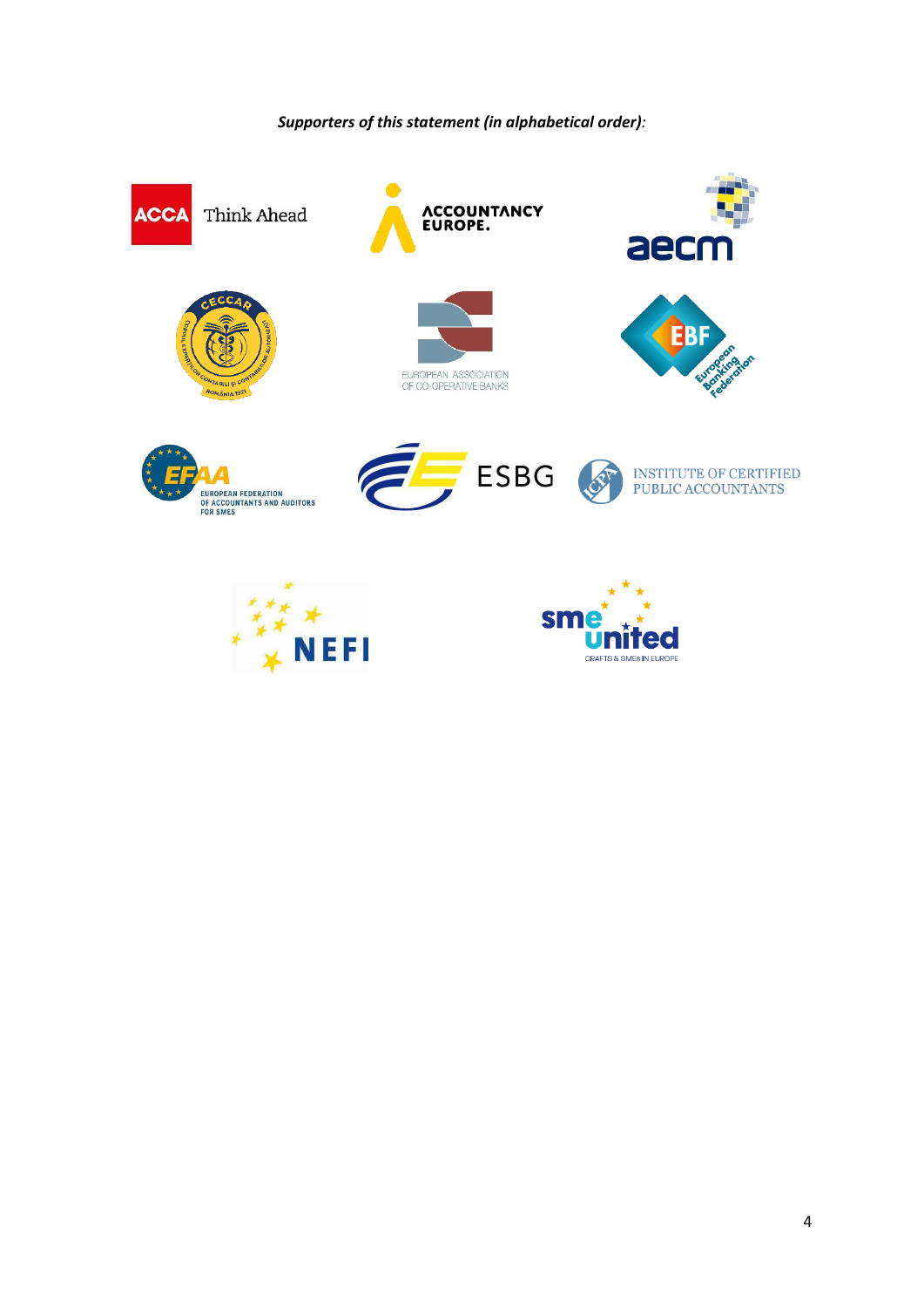***Supporters of this statement (in alphabetical order):***

ACCA Think Ahead

ACCOUNTANCY EUROPE.

aecm

CECCAR

EUROPEAN ASSOCIATION OF CO-OPERATIVE BANKS

EBF European Banking Federation

EFAA EUROPEAN FEDERATION OF ACCOUNTANTS AND AUDITORS FOR SMES

ESBG

ICPA INSTITUTE OF CERTIFIED PUBLIC ACCOUNTANTS

NEFI

sme united CRAFTS & SMEs IN EUROPE